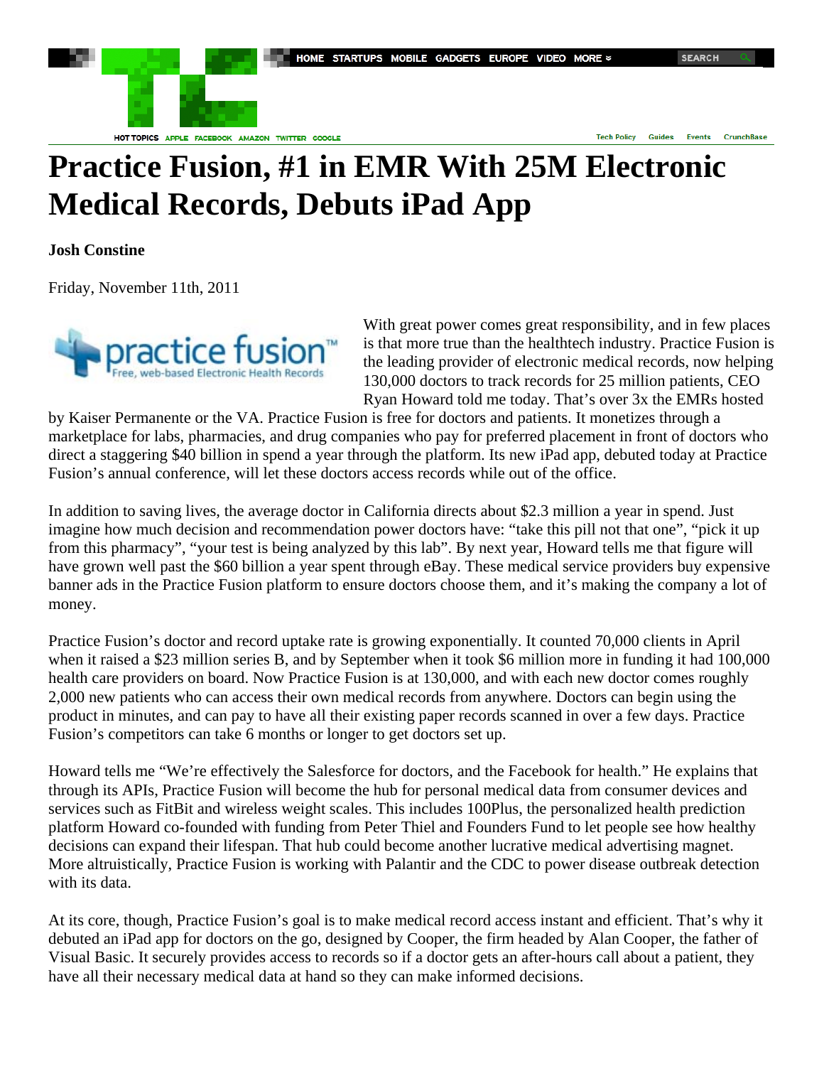# Practice Fusion, #1 in EMR With 25M Electronic Medical Records, Debuts iPad App

**Josh Constine**

Friday, November 11th, 2011

With great power comes great responsibility, and in few places is that more true than the healthtech industry. Practice Fusion is the leading provider of electronic medical records, now helping 130,000 doctors to track records for 25 million patients, CEO Ryan Howard told me today. That's over 3x the EMRs hosted by Kaiser Permanente or the VA. Practice Fusion is free for doctors and patients. It monetizes through a marketplace for labs, pharmacies, and drug companies who pay for preferred placement in front of doctors who direct a staggering $40 billion in spend a year through the platform. Its new iPad app, debuted today at Practice Fusion's annual conference, will let these doctors access records while out of the office.

In addition to saving lives, the average doctor in California directs about $2.3 million a year in spend. Just imagine how much decision and recommendation power doctors have: "take this pill not that one", "pick it up from this pharmacy", "your test is being analyzed by this lab". By next year, Howard tells me that figure will have grown well past the $60 billion a year spent through eBay. These medical service providers buy expensive banner ads in the Practice Fusion platform to ensure doctors choose them, and it's making the company a lot of money.

Practice Fusion's doctor and record uptake rate is growing exponentially. It counted 70,000 clients in April when it raised a $23 million series B, and by September when it took $6 million more in funding it had 100,000 health care providers on board. Now Practice Fusion is at 130,000, and with each new doctor comes roughly 2,000 new patients who can access their own medical records from anywhere. Doctors can begin using the product in minutes, and can pay to have all their existing paper records scanned in over a few days. Practice Fusion's competitors can take 6 months or longer to get doctors set up.

Howard tells me "We're effectively the Salesforce for doctors, and the Facebook for health." He explains that through its APIs, Practice Fusion will become the hub for personal medical data from consumer devices and services such as FitBit and wireless weight scales. This includes 100Plus, the personalized health prediction platform Howard co-founded with funding from Peter Thiel and Founders Fund to let people see how healthy decisions can expand their lifespan. That hub could become another lucrative medical advertising magnet. More altruistically, Practice Fusion is working with Palantir and the CDC to power disease outbreak detection with its data.

At its core, though, Practice Fusion's goal is to make medical record access instant and efficient. That's why it debuted an iPad app for doctors on the go, designed by Cooper, the firm headed by Alan Cooper, the father of Visual Basic. It securely provides access to records so if a doctor gets an after-hours call about a patient, they have all their necessary medical data at hand so they can make informed decisions.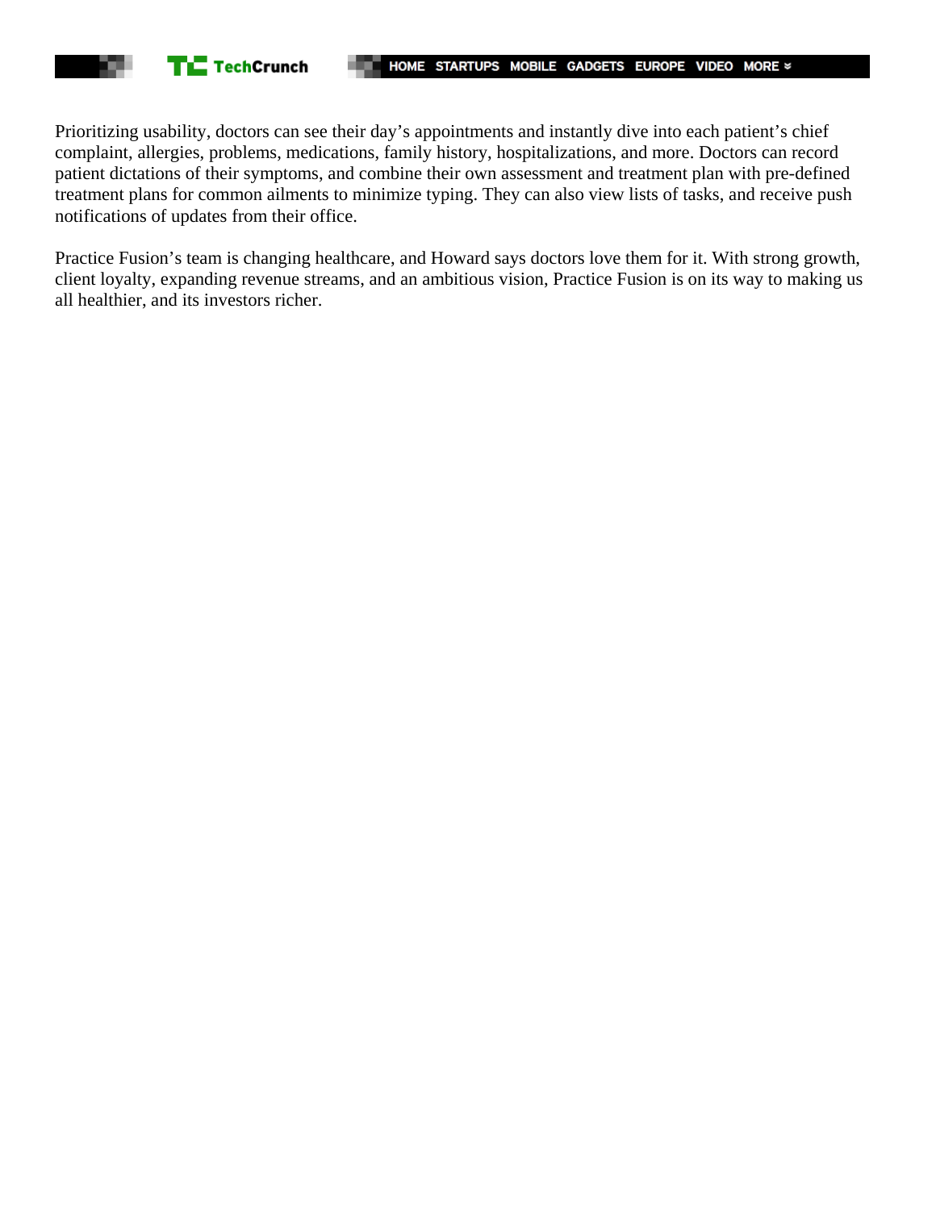Prioritizing usability, doctors can see their day's appointments and instantly dive into each patient's chief complaint, allergies, problems, medications, family history, hospitalizations, and more. Doctors can record patient dictations of their symptoms, and combine their own assessment and treatment plan with pre-defined treatment plans for common ailments to minimize typing. They can also view lists of tasks, and receive push notifications of updates from their office.

Practice Fusion's team is changing healthcare, and Howard says doctors love them for it. With strong growth, client loyalty, expanding revenue streams, and an ambitious vision, Practice Fusion is on its way to making us all healthier, and its investors richer.